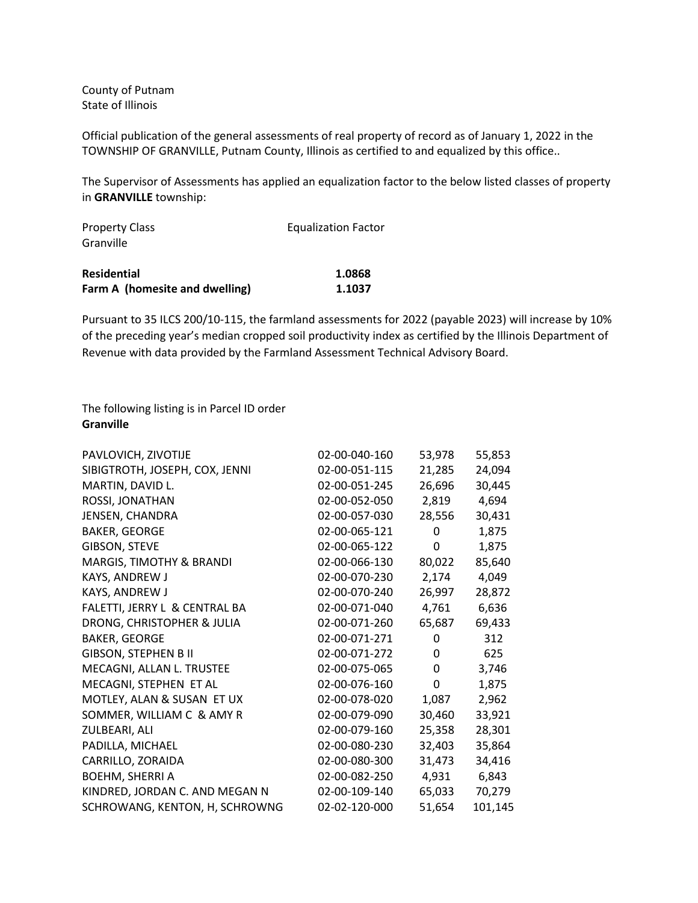County of Putnam
State of Illinois

Official publication of the general assessments of real property of record as of January 1, 2022 in the TOWNSHIP OF GRANVILLE, Putnam County, Illinois as certified to and equalized by this office..

The Supervisor of Assessments has applied an equalization factor to the below listed classes of property in **GRANVILLE** township:

| Property Class Granville | Equalization Factor |
|---|---|
| **Residential** | **1.0868** |
| **Farm A (homesite and dwelling)** | **1.1037** |

Pursuant to 35 ILCS 200/10-115, the farmland assessments for 2022 (payable 2023) will increase by 10% of the preceding year's median cropped soil productivity index as certified by the Illinois Department of Revenue with data provided by the Farmland Assessment Technical Advisory Board.

The following listing is in Parcel ID order
**Granville**

| | | | |
|---|---|---|---|
| PAVLOVICH, ZIVOTIJE | 02-00-040-160 | 53,978 | 55,853 |
| SIBIGTROTH, JOSEPH, COX, JENNI | 02-00-051-115 | 21,285 | 24,094 |
| MARTIN, DAVID L. | 02-00-051-245 | 26,696 | 30,445 |
| ROSSI, JONATHAN | 02-00-052-050 | 2,819 | 4,694 |
| JENSEN, CHANDRA | 02-00-057-030 | 28,556 | 30,431 |
| BAKER, GEORGE | 02-00-065-121 | 0 | 1,875 |
| GIBSON, STEVE | 02-00-065-122 | 0 | 1,875 |
| MARGIS, TIMOTHY & BRANDI | 02-00-066-130 | 80,022 | 85,640 |
| KAYS, ANDREW J | 02-00-070-230 | 2,174 | 4,049 |
| KAYS, ANDREW J | 02-00-070-240 | 26,997 | 28,872 |
| FALETTI, JERRY L & CENTRAL BA | 02-00-071-040 | 4,761 | 6,636 |
| DRONG, CHRISTOPHER & JULIA | 02-00-071-260 | 65,687 | 69,433 |
| BAKER, GEORGE | 02-00-071-271 | 0 | 312 |
| GIBSON, STEPHEN B II | 02-00-071-272 | 0 | 625 |
| MECAGNI, ALLAN L. TRUSTEE | 02-00-075-065 | 0 | 3,746 |
| MECAGNI, STEPHEN ET AL | 02-00-076-160 | 0 | 1,875 |
| MOTLEY, ALAN & SUSAN ET UX | 02-00-078-020 | 1,087 | 2,962 |
| SOMMER, WILLIAM C & AMY R | 02-00-079-090 | 30,460 | 33,921 |
| ZULBEARI, ALI | 02-00-079-160 | 25,358 | 28,301 |
| PADILLA, MICHAEL | 02-00-080-230 | 32,403 | 35,864 |
| CARRILLO, ZORAIDA | 02-00-080-300 | 31,473 | 34,416 |
| BOEHM, SHERRI A | 02-00-082-250 | 4,931 | 6,843 |
| KINDRED, JORDAN C. AND MEGAN N | 02-00-109-140 | 65,033 | 70,279 |
| SCHROWANG, KENTON, H, SCHROWNG | 02-02-120-000 | 51,654 | 101,145 |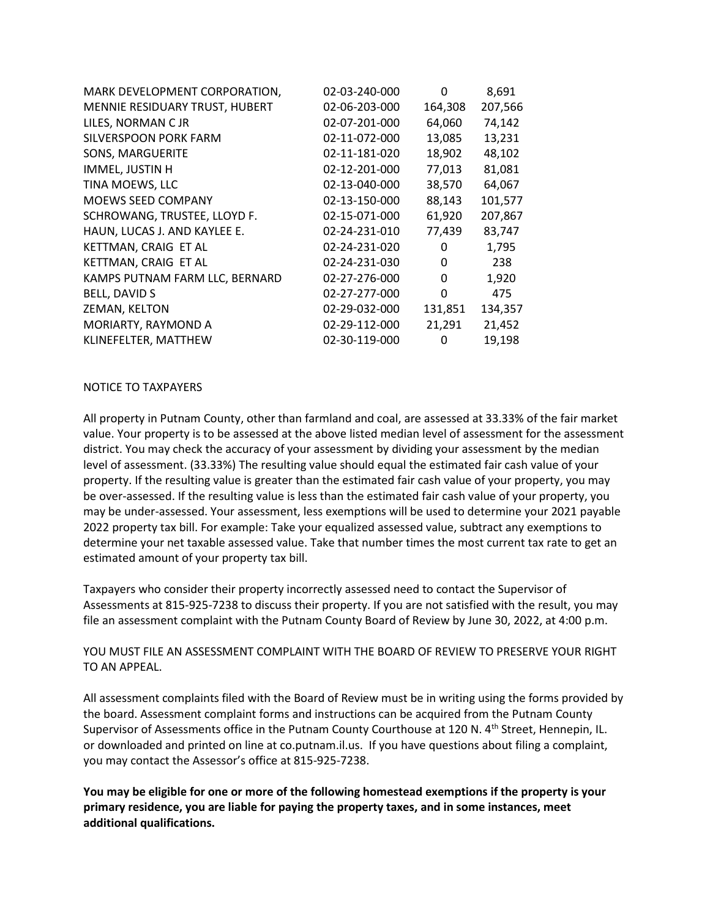| | | | |
|---|---|---|---|
| MARK DEVELOPMENT CORPORATION, | 02-03-240-000 | 0 | 8,691 |
| MENNIE RESIDUARY TRUST, HUBERT | 02-06-203-000 | 164,308 | 207,566 |
| LILES, NORMAN C JR | 02-07-201-000 | 64,060 | 74,142 |
| SILVERSPOON PORK FARM | 02-11-072-000 | 13,085 | 13,231 |
| SONS, MARGUERITE | 02-11-181-020 | 18,902 | 48,102 |
| IMMEL, JUSTIN H | 02-12-201-000 | 77,013 | 81,081 |
| TINA MOEWS, LLC | 02-13-040-000 | 38,570 | 64,067 |
| MOEWS SEED COMPANY | 02-13-150-000 | 88,143 | 101,577 |
| SCHROWANG, TRUSTEE, LLOYD F. | 02-15-071-000 | 61,920 | 207,867 |
| HAUN, LUCAS J. AND KAYLEE E. | 02-24-231-010 | 77,439 | 83,747 |
| KETTMAN, CRAIG ET AL | 02-24-231-020 | 0 | 1,795 |
| KETTMAN, CRAIG ET AL | 02-24-231-030 | 0 | 238 |
| KAMPS PUTNAM FARM LLC, BERNARD | 02-27-276-000 | 0 | 1,920 |
| BELL, DAVID S | 02-27-277-000 | 0 | 475 |
| ZEMAN, KELTON | 02-29-032-000 | 131,851 | 134,357 |
| MORIARTY, RAYMOND A | 02-29-112-000 | 21,291 | 21,452 |
| KLINEFELTER, MATTHEW | 02-30-119-000 | 0 | 19,198 |

NOTICE TO TAXPAYERS

All property in Putnam County, other than farmland and coal, are assessed at 33.33% of the fair market value. Your property is to be assessed at the above listed median level of assessment for the assessment district. You may check the accuracy of your assessment by dividing your assessment by the median level of assessment. (33.33%) The resulting value should equal the estimated fair cash value of your property. If the resulting value is greater than the estimated fair cash value of your property, you may be over-assessed. If the resulting value is less than the estimated fair cash value of your property, you may be under-assessed. Your assessment, less exemptions will be used to determine your 2021 payable 2022 property tax bill. For example: Take your equalized assessed value, subtract any exemptions to determine your net taxable assessed value. Take that number times the most current tax rate to get an estimated amount of your property tax bill.

Taxpayers who consider their property incorrectly assessed need to contact the Supervisor of Assessments at 815-925-7238 to discuss their property. If you are not satisfied with the result, you may file an assessment complaint with the Putnam County Board of Review by June 30, 2022, at 4:00 p.m.

YOU MUST FILE AN ASSESSMENT COMPLAINT WITH THE BOARD OF REVIEW TO PRESERVE YOUR RIGHT TO AN APPEAL.

All assessment complaints filed with the Board of Review must be in writing using the forms provided by the board. Assessment complaint forms and instructions can be acquired from the Putnam County Supervisor of Assessments office in the Putnam County Courthouse at 120 N. 4th Street, Hennepin, IL. or downloaded and printed on line at co.putnam.il.us. If you have questions about filing a complaint, you may contact the Assessor's office at 815-925-7238.

**You may be eligible for one or more of the following homestead exemptions if the property is your primary residence, you are liable for paying the property taxes, and in some instances, meet additional qualifications.**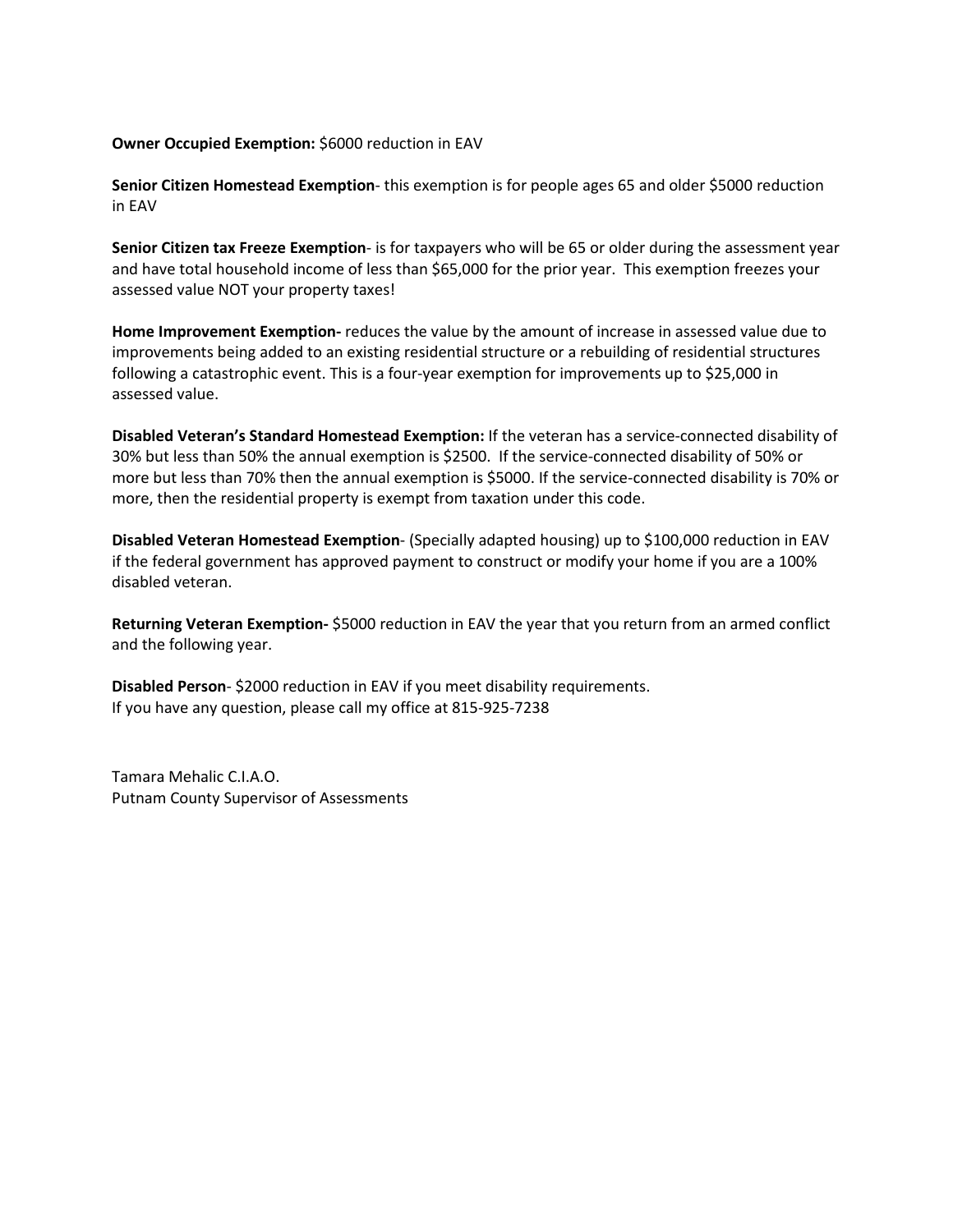**Owner Occupied Exemption:** $6000 reduction in EAV

**Senior Citizen Homestead Exemption**- this exemption is for people ages 65 and older $5000 reduction in EAV

**Senior Citizen tax Freeze Exemption**- is for taxpayers who will be 65 or older during the assessment year and have total household income of less than $65,000 for the prior year. This exemption freezes your assessed value NOT your property taxes!

**Home Improvement Exemption-** reduces the value by the amount of increase in assessed value due to improvements being added to an existing residential structure or a rebuilding of residential structures following a catastrophic event. This is a four-year exemption for improvements up to $25,000 in assessed value.

**Disabled Veteran's Standard Homestead Exemption:** If the veteran has a service-connected disability of 30% but less than 50% the annual exemption is $2500. If the service-connected disability of 50% or more but less than 70% then the annual exemption is $5000. If the service-connected disability is 70% or more, then the residential property is exempt from taxation under this code.

**Disabled Veteran Homestead Exemption**- (Specially adapted housing) up to $100,000 reduction in EAV if the federal government has approved payment to construct or modify your home if you are a 100% disabled veteran.

**Returning Veteran Exemption-** $5000 reduction in EAV the year that you return from an armed conflict and the following year.

**Disabled Person**- $2000 reduction in EAV if you meet disability requirements.
If you have any question, please call my office at 815-925-7238

Tamara Mehalic C.I.A.O.
Putnam County Supervisor of Assessments